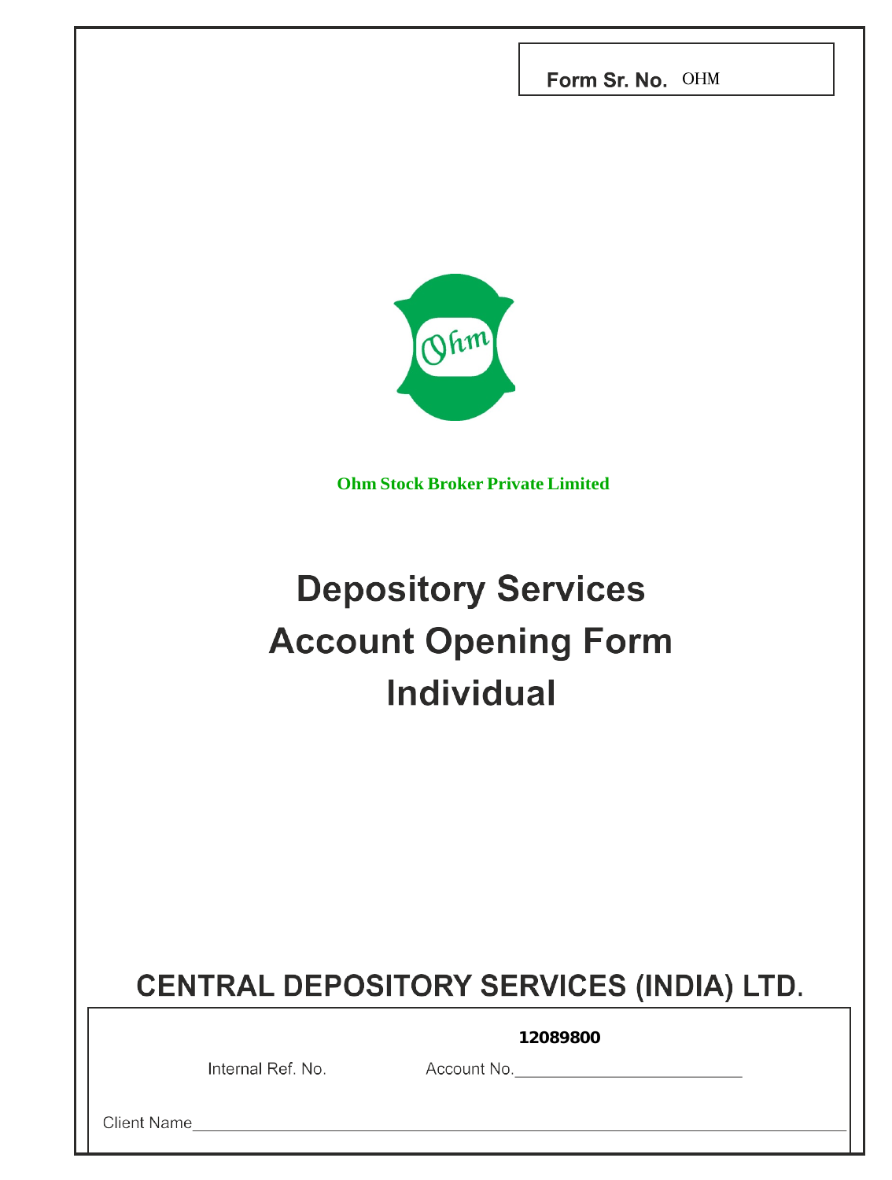**Form Sr. No.** OHM

**Ohm Stock Broker Private Limited**

# Depository Services
# Account Opening Form
# Individual

## CENTRAL DEPOSITORY SERVICES (INDIA) LTD.

Internal Ref. No.

Account No. **12089800**\_\_\_\_\_\_\_\_\_\_\_\_\_\_\_\_\_\_\_\_\_\_\_\_\_\_

Client Name\_\_\_\_\_\_\_\_\_\_\_\_\_\_\_\_\_\_\_\_\_\_\_\_\_\_\_\_\_\_\_\_\_\_\_\_\_\_\_\_\_\_\_\_\_\_\_\_\_\_\_\_\_\_\_\_\_\_\_\_\_\_\_\_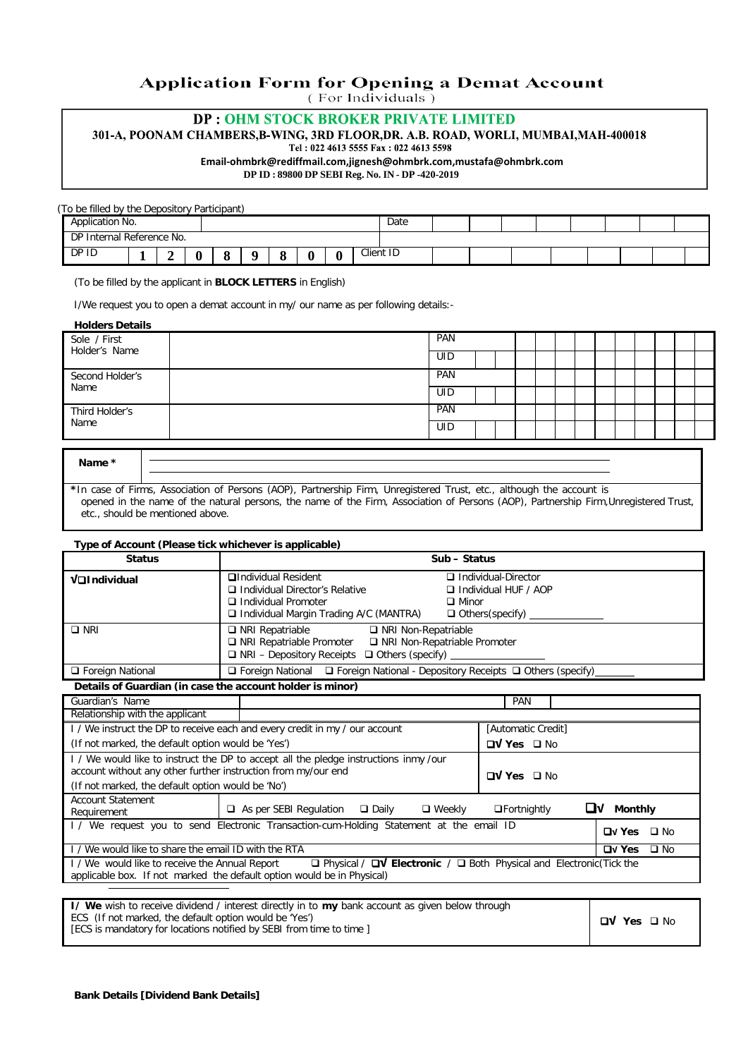# Application Form for Opening a Demat Account

( For Individuals )

**DP : OHM STOCK BROKER PRIVATE LIMITED**

**301-A, POONAM CHAMBERS,B-WING, 3RD FLOOR,DR. A.B. ROAD, WORLI, MUMBAI,MAH-400018**

**Tel : 022 4613 5555 Fax : 022 4613 5598**

**Email-ohmbrk@rediffmail.com,jignesh@ohmbrk.com,mustafa@ohmbrk.com**

**DP ID : 89800 DP SEBI Reg. No. IN - DP -420-2019**

(To be filled by the Depository Participant)

| Application No. | | | | | | | | | Date | | | | | | | | |
|---|---|---|---|---|---|---|---|---|---|---|---|---|---|---|---|---|---|
| DP Internal Reference No. | | | | | | | | | | | | | | | | | |
| DP ID | 1 | 2 | 0 | 8 | 9 | 8 | 0 | 0 | Client ID | | | | | | | | |

(To be filled by the applicant in **BLOCK LETTERS** in English)

I/We request you to open a demat account in my/ our name as per following details:-

**Holders Details**

| | | | |
|---|---|---|---|
| Sole / First Holder's Name | | PAN | |
| | | UID | |
| Second Holder's Name | | PAN | |
| | | UID | |
| Third Holder's Name | | PAN | |
| | | UID | |

| **Name \*** | |
|---|---|

*In case of Firms, Association of Persons (AOP), Partnership Firm, Unregistered Trust, etc., although the account is opened in the name of the natural persons, the name of the Firm, Association of Persons (AOP), Partnership Firm,Unregistered Trust, etc., should be mentioned above.

**Type of Account (Please tick whichever is applicable)**

| **Status** | **Sub – Status** |
|---|---|
| **√❑Individual** | ❑Individual Resident ❑ Individual-Director ❑ Individual Director's Relative ❑ Individual HUF / AOP ❑ Individual Promoter ❑ Minor ❑ Individual Margin Trading A/C (MANTRA) ❑ Others(specify) ______ |
| ❑ NRI | ❑ NRI Repatriable ❑ NRI Non-Repatriable ❑ NRI Repatriable Promoter ❑ NRI Non-Repatriable Promoter ❑ NRI – Depository Receipts ❑ Others (specify) ______ |
| ❑ Foreign National | ❑ Foreign National ❑ Foreign National - Depository Receipts ❑ Others (specify)______ |

**Details of Guardian (in case the account holder is minor)**

| | | | |
|---|---|---|---|
| Guardian's Name | | PAN | |
| Relationship with the applicant | | | |

| | |
|---|---|
| I / We instruct the DP to receive each and every credit in my / our account (If not marked, the default option would be 'Yes') | [Automatic Credit] ❑√ **Yes** ❑ No |
| I / We would like to instruct the DP to accept all the pledge instructions inmy /our account without any other further instruction from my/our end (If not marked, the default option would be 'No') | ❑√ **Yes** ❑ No |
| Account Statement Requirement | ❑ As per SEBI Regulation ❑ Daily ❑ Weekly ❑Fortnightly ❑√ **Monthly** |
| I / We request you to send Electronic Transaction-cum-Holding Statement at the email ID | ❑√ **Yes** ❑ No |
| I / We would like to share the email ID with the RTA | ❑√ **Yes** ❑ No |
| I / We would like to receive the Annual Report ❑ Physical / ❑√ **Electronic** / ❑ Both Physical and Electronic(Tick the applicable box. If not marked the default option would be in Physical) | |

| | |
|---|---|
| **I/ We** wish to receive dividend / interest directly in to **my** bank account as given below through ECS (If not marked, the default option would be 'Yes') [ECS is mandatory for locations notified by SEBI from time to time ] | ❑√ **Yes** ❑ No |

**Bank Details [Dividend Bank Details]**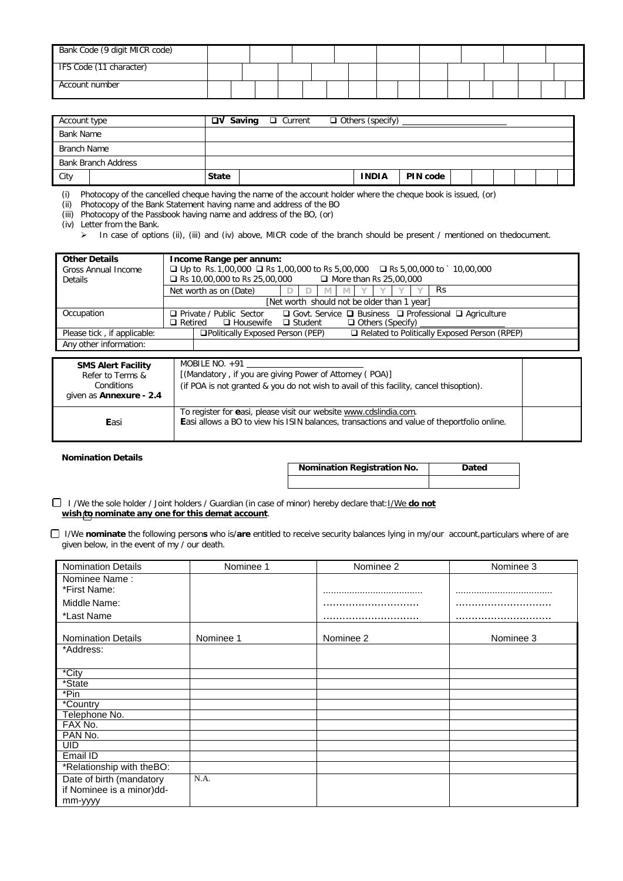| Bank Code (9 digit MICR code) | | | | | | | | | |
|---|---|---|---|---|---|---|---|---|---|
| IFS Code (11 character) | | | | | | | | | | | |
| Account number | | | | | | | | | | | | | | | | |

| Account type | | ❑√ **Saving** ❑ Current ❑ Others (specify) ____________ | | | |
|---|---|---|---|---|---|
| Bank Name | | | | | |
| Branch Name | | | | | |
| Bank Branch Address | | | | | |
| City | | **State** | | **INDIA** | **PIN code** |

(i) Photocopy of the cancelled cheque having the name of the account holder where the cheque book is issued, (or)
(ii) Photocopy of the Bank Statement having name and address of the BO
(iii) Photocopy of the Passbook having name and address of the BO, (or)
(iv) Letter from the Bank.
- In case of options (ii), (iii) and (iv) above, MICR code of the branch should be present / mentioned on thedocument.

| **Other Details** Gross Annual Income Details | **Income Range per annum:** ❑ Up to Rs.1,00,000 ❑ Rs 1,00,000 to Rs 5,00,000 ❑ Rs 5,00,000 to ` 10,00,000 ❑ Rs 10,00,000 to Rs 25,00,000 ❑ More than Rs 25,00,000 |
|---|---|
| | Net worth as on (Date) D D M M Y Y Y Y Rs |
| | [Net worth should not be older than 1 year] |
| Occupation | ❑ Private / Public Sector ❑ Govt. Service ❑ Business ❑ Professional ❑ Agriculture ❑ Retired ❑ Housewife ❑ Student ❑ Others (Specify) ____________ |
| Please tick , if applicable: | ❑Politically Exposed Person (PEP) ❑ Related to Politically Exposed Person (RPEP) |
| Any other information: | |

| **SMS Alert Facility** Refer to Terms & Conditions given as **Annexure - 2.4** | MOBILE NO. +91 ____________ [(Mandatory , if you are giving Power of Attorney ( POA)] (if POA is not granted & you do not wish to avail of this facility, cancel thisoption). | |
|---|---|---|
| **E**asi | To register for **e**asi, please visit our website www.cdslindia.com. **E**asi allows a BO to view his ISIN balances, transactions and value of theportfolio online. | |

**Nomination Details**

| **Nomination Registration No.** | **Dated** |
|---|---|
| | |

❑ I /We the sole holder / Joint holders / Guardian (in case of minor) hereby declare that:I/We **do not wish to nominate any one for this demat account**.

❑ I/We **nominate** the following person**s** who is/**are** entitled to receive security balances lying in my/our account,particulars where of are given below, in the event of my / our death.

| Nomination Details | Nominee 1 | Nominee 2 | Nominee 3 |
|---|---|---|---|
| Nominee Name : *First Name: | | ..................................... | .................................... |
| Middle Name: | | .............................. | .............................. |
| *Last Name | | .............................. | .............................. |
| Nomination Details | Nominee 1 | Nominee 2 | Nominee 3 |
| *Address: | | | |
| *City | | | |
| *State | | | |
| *Pin | | | |
| *Country | | | |
| Telephone No. | | | |
| FAX No. | | | |
| PAN No. | | | |
| UID | | | |
| Email ID | | | |
| *Relationship with theBO: | | | |
| Date of birth (mandatory if Nominee is a minor)dd-mm-yyyy | N.A. | | |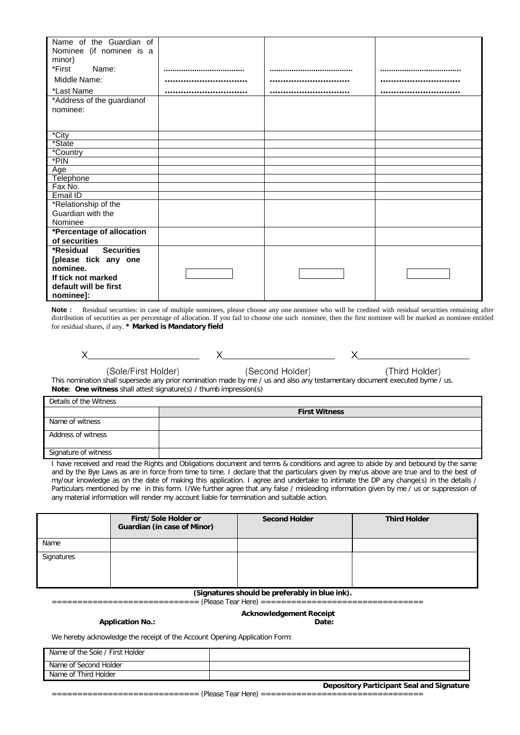| Name of the Guardian of Nominee (if nominee is a minor) | | | |
|---|---|---|---|
| *First Name: | .................................. | .................................. | .................................. |
| Middle Name: | .............................. | .............................. | .............................. |
| *Last Name | .............................. | .............................. | .............................. |
| *Address of the guardianof nominee: | | | |
| *City | | | |
| *State | | | |
| *Country | | | |
| *PIN | | | |
| Age | | | |
| Telephone | | | |
| Fax No. | | | |
| Email ID | | | |
| *Relationship of the Guardian with the Nominee | | | |
| **\*Percentage of allocation of securities** | | | |
| **\*Residual Securities [please tick any one nominee. If tick not marked default will be first nominee]:** | ☐ | ☐ | ☐ |

**Note :** Residual securities: in case of multiple nominees, please choose any one nominee who will be credited with residual securities remaining after distribution of securities as per percentage of allocation. If you fail to choose one such nominee, then the first nominee will be marked as nominee entitled for residual shares, if any. **\* Marked is Mandatory field**

X____________________ X____________________ X____________________

(Sole/First Holder) (Second Holder) (Third Holder)

This nomination shall supersede any prior nomination made by me / us and also any testamentary document executed byme / us.

**Note**: **One witness** shall attest signature(s) / thumb impression(s)

| Details of the Witness | |
|---|---|
| | **First Witness** |
| Name of witness | |
| Address of witness | |
| Signature of witness | |

I have received and read the Rights and Obligations document and terms & conditions and agree to abide by and bebound by the same and by the Bye Laws as are in force from time to time. I declare that the particulars given by me/us above are true and to the best of my/our knowledge as on the date of making this application. I agree and undertake to intimate the DP any change(s) in the details / Particulars mentioned by me in this form. I/We further agree that any false / misleading information given by me / us or suppression of any material information will render my account liable for termination and suitable action.

| | **First/Sole Holder or Guardian (in case of Minor)** | **Second Holder** | **Third Holder** |
|---|---|---|---|
| Name | | | |
| Signatures | | | |

**(Signatures should be preferably in blue ink).**

============================ (Please Tear Here) ================================

**Acknowledgement Receipt**

**Application No.:** **Date:**

We hereby acknowledge the receipt of the Account Opening Application Form:

| Name of the Sole / First Holder | |
|---|---|
| Name of Second Holder | |
| Name of Third Holder | |

**Depository Participant Seal and Signature**

============================ (Please Tear Here) ================================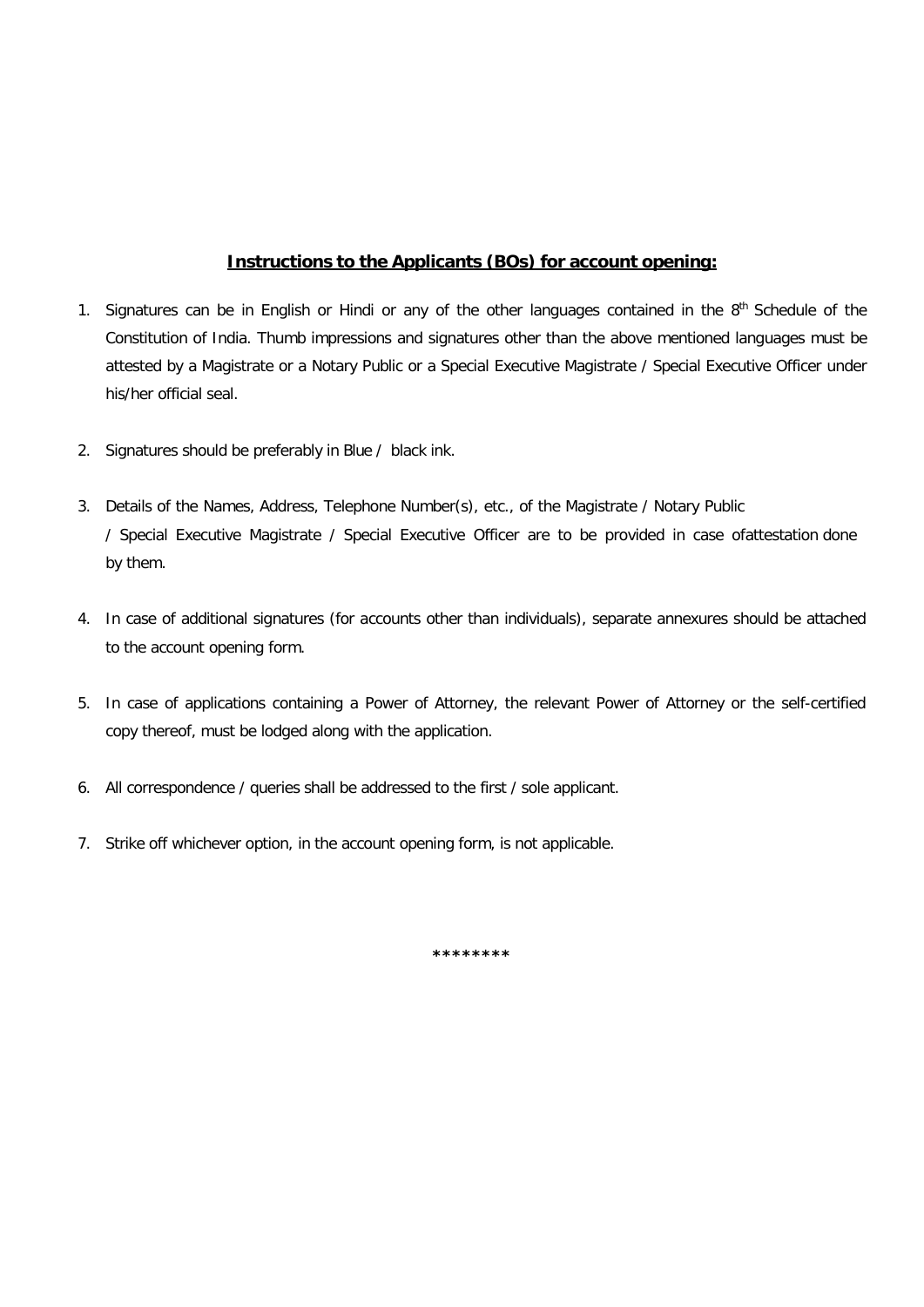## **Instructions to the Applicants (BOs) for account opening:**

1. Signatures can be in English or Hindi or any of the other languages contained in the 8th Schedule of the Constitution of India. Thumb impressions and signatures other than the above mentioned languages must be attested by a Magistrate or a Notary Public or a Special Executive Magistrate / Special Executive Officer under his/her official seal.

2. Signatures should be preferably in Blue / black ink.

3. Details of the Names, Address, Telephone Number(s), etc., of the Magistrate / Notary Public / Special Executive Magistrate / Special Executive Officer are to be provided in case ofattestation done by them.

4. In case of additional signatures (for accounts other than individuals), separate annexures should be attached to the account opening form.

5. In case of applications containing a Power of Attorney, the relevant Power of Attorney or the self-certified copy thereof, must be lodged along with the application.

6. All correspondence / queries shall be addressed to the first / sole applicant.

7. Strike off whichever option, in the account opening form, is not applicable.

********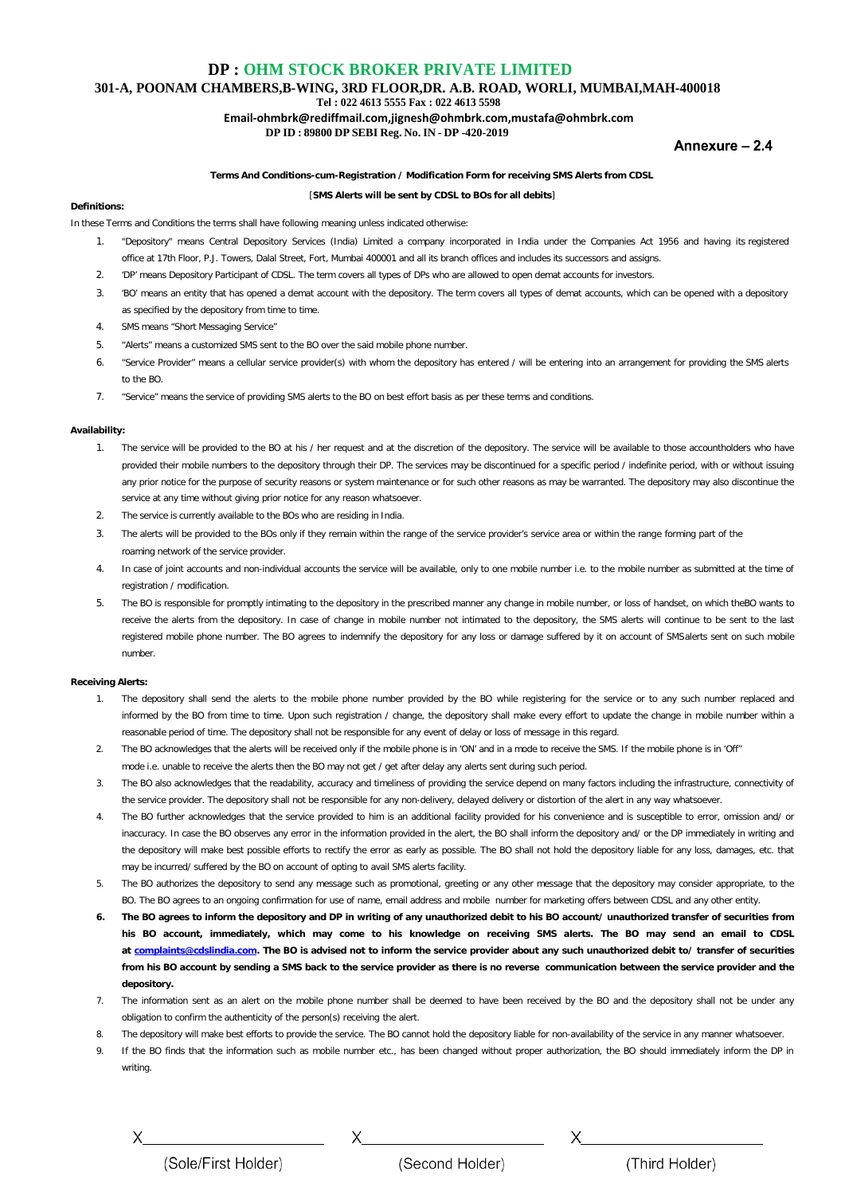# DP : OHM STOCK BROKER PRIVATE LIMITED

**301-A, POONAM CHAMBERS,B-WING, 3RD FLOOR,DR. A.B. ROAD, WORLI, MUMBAI,MAH-400018**

**Tel : 022 4613 5555 Fax : 022 4613 5598**

**Email-ohmbrk@rediffmail.com,jignesh@ohmbrk.com,mustafa@ohmbrk.com**

**DP ID : 89800 DP SEBI Reg. No. IN - DP -420-2019**

**Annexure – 2.4**

**Terms And Conditions-cum-Registration / Modification Form for receiving SMS Alerts from CDSL**

[**SMS Alerts will be sent by CDSL to BOs for all debits**]

**Definitions:**

In these Terms and Conditions the terms shall have following meaning unless indicated otherwise:

1. "Depository" means Central Depository Services (India) Limited a company incorporated in India under the Companies Act 1956 and having its registered office at 17th Floor, P.J. Towers, Dalal Street, Fort, Mumbai 400001 and all its branch offices and includes its successors and assigns.
2. 'DP' means Depository Participant of CDSL. The term covers all types of DPs who are allowed to open demat accounts for investors.
3. 'BO' means an entity that has opened a demat account with the depository. The term covers all types of demat accounts, which can be opened with a depository as specified by the depository from time to time.
4. SMS means "Short Messaging Service"
5. "Alerts" means a customized SMS sent to the BO over the said mobile phone number.
6. "Service Provider" means a cellular service provider(s) with whom the depository has entered / will be entering into an arrangement for providing the SMS alerts to the BO.
7. "Service" means the service of providing SMS alerts to the BO on best effort basis as per these terms and conditions.

**Availability:**

1. The service will be provided to the BO at his / her request and at the discretion of the depository. The service will be available to those accountholders who have provided their mobile numbers to the depository through their DP. The services may be discontinued for a specific period / indefinite period, with or without issuing any prior notice for the purpose of security reasons or system maintenance or for such other reasons as may be warranted. The depository may also discontinue the service at any time without giving prior notice for any reason whatsoever.
2. The service is currently available to the BOs who are residing in India.
3. The alerts will be provided to the BOs only if they remain within the range of the service provider's service area or within the range forming part of the roaming network of the service provider.
4. In case of joint accounts and non-individual accounts the service will be available, only to one mobile number i.e. to the mobile number as submitted at the time of registration / modification.
5. The BO is responsible for promptly intimating to the depository in the prescribed manner any change in mobile number, or loss of handset, on which theBO wants to receive the alerts from the depository. In case of change in mobile number not intimated to the depository, the SMS alerts will continue to be sent to the last registered mobile phone number. The BO agrees to indemnify the depository for any loss or damage suffered by it on account of SMSalerts sent on such mobile number.

**Receiving Alerts:**

1. The depository shall send the alerts to the mobile phone number provided by the BO while registering for the service or to any such number replaced and informed by the BO from time to time. Upon such registration / change, the depository shall make every effort to update the change in mobile number within a reasonable period of time. The depository shall not be responsible for any event of delay or loss of message in this regard.
2. The BO acknowledges that the alerts will be received only if the mobile phone is in 'ON' and in a mode to receive the SMS. If the mobile phone is in 'Off" mode i.e. unable to receive the alerts then the BO may not get / get after delay any alerts sent during such period.
3. The BO also acknowledges that the readability, accuracy and timeliness of providing the service depend on many factors including the infrastructure, connectivity of the service provider. The depository shall not be responsible for any non-delivery, delayed delivery or distortion of the alert in any way whatsoever.
4. The BO further acknowledges that the service provided to him is an additional facility provided for his convenience and is susceptible to error, omission and/ or inaccuracy. In case the BO observes any error in the information provided in the alert, the BO shall inform the depository and/ or the DP immediately in writing and the depository will make best possible efforts to rectify the error as early as possible. The BO shall not hold the depository liable for any loss, damages, etc. that may be incurred/ suffered by the BO on account of opting to avail SMS alerts facility.
5. The BO authorizes the depository to send any message such as promotional, greeting or any other message that the depository may consider appropriate, to the BO. The BO agrees to an ongoing confirmation for use of name, email address and mobile number for marketing offers between CDSL and any other entity.
6. **The BO agrees to inform the depository and DP in writing of any unauthorized debit to his BO account/ unauthorized transfer of securities from his BO account, immediately, which may come to his knowledge on receiving SMS alerts. The BO may send an email to CDSL at complaints@cdslindia.com. The BO is advised not to inform the service provider about any such unauthorized debit to/ transfer of securities from his BO account by sending a SMS back to the service provider as there is no reverse communication between the service provider and the depository.**
7. The information sent as an alert on the mobile phone number shall be deemed to have been received by the BO and the depository shall not be under any obligation to confirm the authenticity of the person(s) receiving the alert.
8. The depository will make best efforts to provide the service. The BO cannot hold the depository liable for non-availability of the service in any manner whatsoever.
9. If the BO finds that the information such as mobile number etc., has been changed without proper authorization, the BO should immediately inform the DP in writing.

| X______________________ | X______________________ | X______________________ |
|---|---|---|
| (Sole/First Holder) | (Second Holder) | (Third Holder) |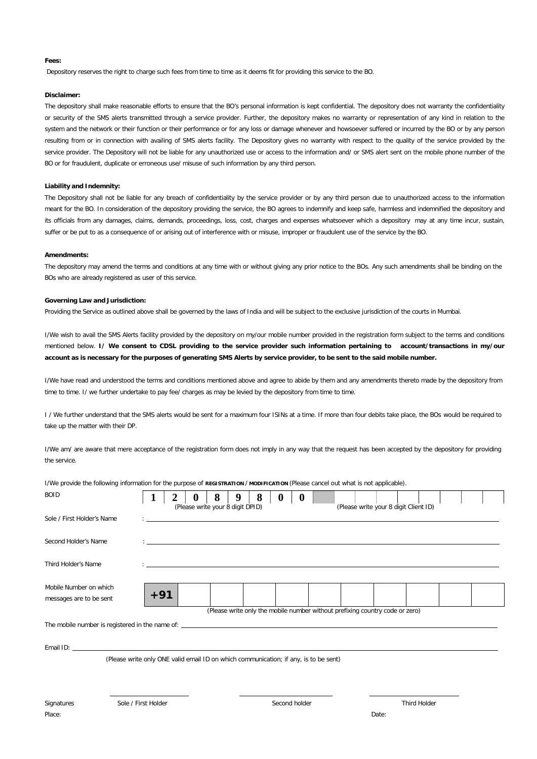**Fees:**

Depository reserves the right to charge such fees from time to time as it deems fit for providing this service to the BO.

**Disclaimer:**

The depository shall make reasonable efforts to ensure that the BO's personal information is kept confidential. The depository does not warranty the confidentiality or security of the SMS alerts transmitted through a service provider. Further, the depository makes no warranty or representation of any kind in relation to the system and the network or their function or their performance or for any loss or damage whenever and howsoever suffered or incurred by the BO or by any person resulting from or in connection with availing of SMS alerts facility. The Depository gives no warranty with respect to the quality of the service provided by the service provider. The Depository will not be liable for any unauthorized use or access to the information and/ or SMS alert sent on the mobile phone number of the BO or for fraudulent, duplicate or erroneous use/ misuse of such information by any third person.

**Liability and Indemnity:**

The Depository shall not be liable for any breach of confidentiality by the service provider or by any third person due to unauthorized access to the information meant for the BO. In consideration of the depository providing the service, the BO agrees to indemnify and keep safe, harmless and indemnified the depository and its officials from any damages, claims, demands, proceedings, loss, cost, charges and expenses whatsoever which a depository may at any time incur, sustain, suffer or be put to as a consequence of or arising out of interference with or misuse, improper or fraudulent use of the service by the BO.

**Amendments:**

The depository may amend the terms and conditions at any time with or without giving any prior notice to the BOs. Any such amendments shall be binding on the BOs who are already registered as user of this service.

**Governing Law and Jurisdiction:**

Providing the Service as outlined above shall be governed by the laws of India and will be subject to the exclusive jurisdiction of the courts in Mumbai.

I/We wish to avail the SMS Alerts facility provided by the depository on my/our mobile number provided in the registration form subject to the terms and conditions mentioned below. **I/ We consent to CDSL providing to the service provider such information pertaining to account/transactions in my/our account as is necessary for the purposes of generating SMS Alerts by service provider, to be sent to the said mobile number.**

I/We have read and understood the terms and conditions mentioned above and agree to abide by them and any amendments thereto made by the depository from time to time. I/ we further undertake to pay fee/ charges as may be levied by the depository from time to time.

I / We further understand that the SMS alerts would be sent for a maximum four ISINs at a time. If more than four debits take place, the BOs would be required to take up the matter with their DP.

I/We am/ are aware that mere acceptance of the registration form does not imply in any way that the request has been accepted by the depository for providing the service.

I/We provide the following information for the purpose of **REGISTRATION / MODIFICATION** (Please cancel out what is not applicable).

| BOID | 1 | 2 | 0 | 8 | 9 | 8 | 0 | 0 | | | | | | | | |
|---|---|---|---|---|---|---|---|---|---|---|---|---|---|---|---|---|

(Please write your 8 digit DPID) (Please write your 8 digit Client ID)

Sole / First Holder's Name : ______________________________

Second Holder's Name : ______________________________

Third Holder's Name : ______________________________

| Mobile Number on which messages are to be sent | +91 | | | | | | | | | |
|---|---|---|---|---|---|---|---|---|---|---|

(Please write only the mobile number without prefixing country code or zero)

The mobile number is registered in the name of: ______________________________

Email ID: ______________________________

(Please write only ONE valid email ID on which communication; if any, is to be sent)

Signatures ______________ ______________ ______________

Sole / First Holder Second holder Third Holder

Place: Date: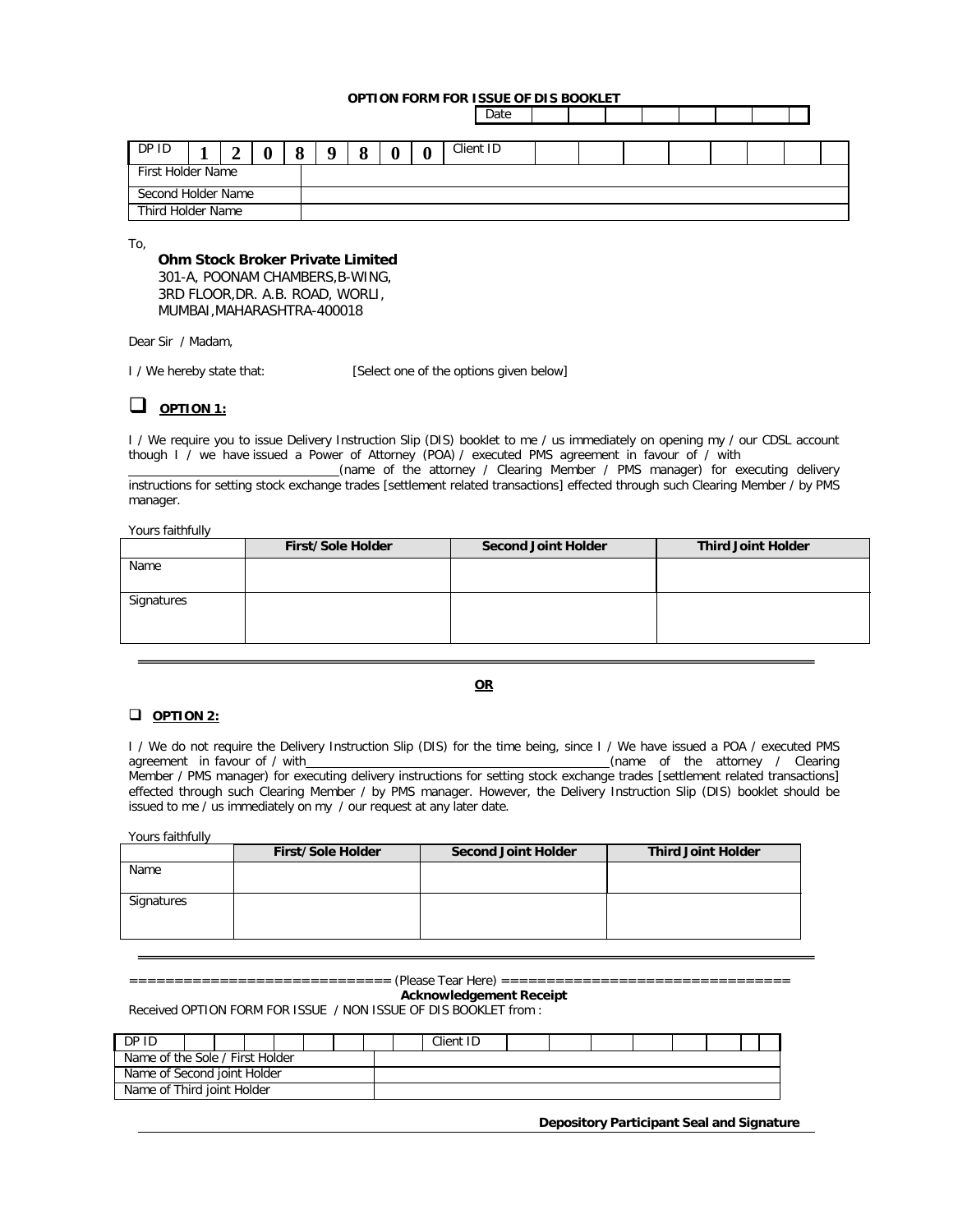**OPTION FORM FOR ISSUE OF DIS BOOKLET**

| Date | | | | | | | | |
|---|---|---|---|---|---|---|---|---|

| DP ID | 1 | 2 | 0 | 8 | 9 | 8 | 0 | 0 | Client ID | | | | | | | | |
|---|---|---|---|---|---|---|---|---|---|---|---|---|---|---|---|---|---|
| First Holder Name | | | | | | | | | | | | | | | | | |
| Second Holder Name | | | | | | | | | | | | | | | | | |
| Third Holder Name | | | | | | | | | | | | | | | | | |

To,

**Ohm Stock Broker Private Limited**
301-A, POONAM CHAMBERS,B-WING,
3RD FLOOR,DR. A.B. ROAD, WORLI,
MUMBAI,MAHARASHTRA-400018

Dear Sir / Madam,

I / We hereby state that: [Select one of the options given below]

☐ **OPTION 1:**

I / We require you to issue Delivery Instruction Slip (DIS) booklet to me / us immediately on opening my / our CDSL account though I / we have issued a Power of Attorney (POA) / executed PMS agreement in favour of / with ______________________________(name of the attorney / Clearing Member / PMS manager) for executing delivery instructions for setting stock exchange trades [settlement related transactions] effected through such Clearing Member / by PMS manager.

Yours faithfully

| | First/Sole Holder | Second Joint Holder | Third Joint Holder |
|---|---|---|---|
| Name | | | |
| Signatures | | | |

**OR**

☐ **OPTION 2:**

I / We do not require the Delivery Instruction Slip (DIS) for the time being, since I / We have issued a POA / executed PMS agreement in favour of / with______________________________(name of the attorney / Clearing Member / PMS manager) for executing delivery instructions for setting stock exchange trades [settlement related transactions] effected through such Clearing Member / by PMS manager. However, the Delivery Instruction Slip (DIS) booklet should be issued to me / us immediately on my / our request at any later date.

Yours faithfully

| | First/Sole Holder | Second Joint Holder | Third Joint Holder |
|---|---|---|---|
| Name | | | |
| Signatures | | | |

============================ (Please Tear Here) ================================

**Acknowledgement Receipt**

Received OPTION FORM FOR ISSUE / NON ISSUE OF DIS BOOKLET from :

| DP ID | | | | | | | | | Client ID | | | | | | | | |
|---|---|---|---|---|---|---|---|---|---|---|---|---|---|---|---|---|---|
| Name of the Sole / First Holder | | | | | | | | | | | | | | | | | |
| Name of Second joint Holder | | | | | | | | | | | | | | | | | |
| Name of Third joint Holder | | | | | | | | | | | | | | | | | |

**Depository Participant Seal and Signature**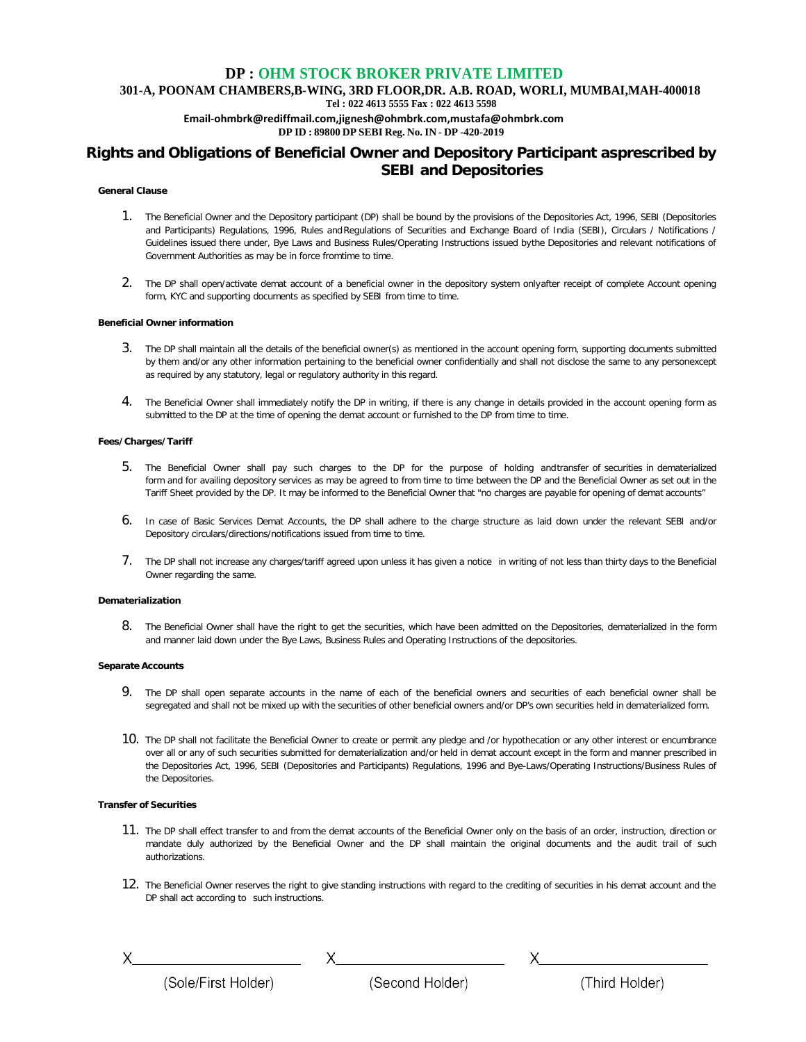# DP : OHM STOCK BROKER PRIVATE LIMITED

**301-A, POONAM CHAMBERS,B-WING, 3RD FLOOR,DR. A.B. ROAD, WORLI, MUMBAI,MAH-400018**

**Tel : 022 4613 5555 Fax : 022 4613 5598**

**Email-ohmbrk@rediffmail.com,jignesh@ohmbrk.com,mustafa@ohmbrk.com**

**DP ID : 89800 DP SEBI Reg. No. IN - DP -420-2019**

## Rights and Obligations of Beneficial Owner and Depository Participant asprescribed by SEBI and Depositories

**General Clause**

1. The Beneficial Owner and the Depository participant (DP) shall be bound by the provisions of the Depositories Act, 1996, SEBI (Depositories and Participants) Regulations, 1996, Rules andRegulations of Securities and Exchange Board of India (SEBI), Circulars / Notifications / Guidelines issued there under, Bye Laws and Business Rules/Operating Instructions issued bythe Depositories and relevant notifications of Government Authorities as may be in force fromtime to time.

2. The DP shall open/activate demat account of a beneficial owner in the depository system onlyafter receipt of complete Account opening form, KYC and supporting documents as specified by SEBI from time to time.

**Beneficial Owner information**

3. The DP shall maintain all the details of the beneficial owner(s) as mentioned in the account opening form, supporting documents submitted by them and/or any other information pertaining to the beneficial owner confidentially and shall not disclose the same to any personexcept as required by any statutory, legal or regulatory authority in this regard.

4. The Beneficial Owner shall immediately notify the DP in writing, if there is any change in details provided in the account opening form as submitted to the DP at the time of opening the demat account or furnished to the DP from time to time.

**Fees/Charges/Tariff**

5. The Beneficial Owner shall pay such charges to the DP for the purpose of holding andtransfer of securities in dematerialized form and for availing depository services as may be agreed to from time to time between the DP and the Beneficial Owner as set out in the Tariff Sheet provided by the DP. It may be informed to the Beneficial Owner that "no charges are payable for opening of demat accounts"

6. In case of Basic Services Demat Accounts, the DP shall adhere to the charge structure as laid down under the relevant SEBI and/or Depository circulars/directions/notifications issued from time to time.

7. The DP shall not increase any charges/tariff agreed upon unless it has given a notice in writing of not less than thirty days to the Beneficial Owner regarding the same.

**Dematerialization**

8. The Beneficial Owner shall have the right to get the securities, which have been admitted on the Depositories, dematerialized in the form and manner laid down under the Bye Laws, Business Rules and Operating Instructions of the depositories.

**Separate Accounts**

9. The DP shall open separate accounts in the name of each of the beneficial owners and securities of each beneficial owner shall be segregated and shall not be mixed up with the securities of other beneficial owners and/or DP's own securities held in dematerialized form.

10. The DP shall not facilitate the Beneficial Owner to create or permit any pledge and /or hypothecation or any other interest or encumbrance over all or any of such securities submitted for dematerialization and/or held in demat account except in the form and manner prescribed in the Depositories Act, 1996, SEBI (Depositories and Participants) Regulations, 1996 and Bye-Laws/Operating Instructions/Business Rules of the Depositories.

**Transfer of Securities**

11. The DP shall effect transfer to and from the demat accounts of the Beneficial Owner only on the basis of an order, instruction, direction or mandate duly authorized by the Beneficial Owner and the DP shall maintain the original documents and the audit trail of such authorizations.

12. The Beneficial Owner reserves the right to give standing instructions with regard to the crediting of securities in his demat account and the DP shall act according to such instructions.

| X________________ | X________________ | X________________ |
|---|---|---|
| (Sole/First Holder) | (Second Holder) | (Third Holder) |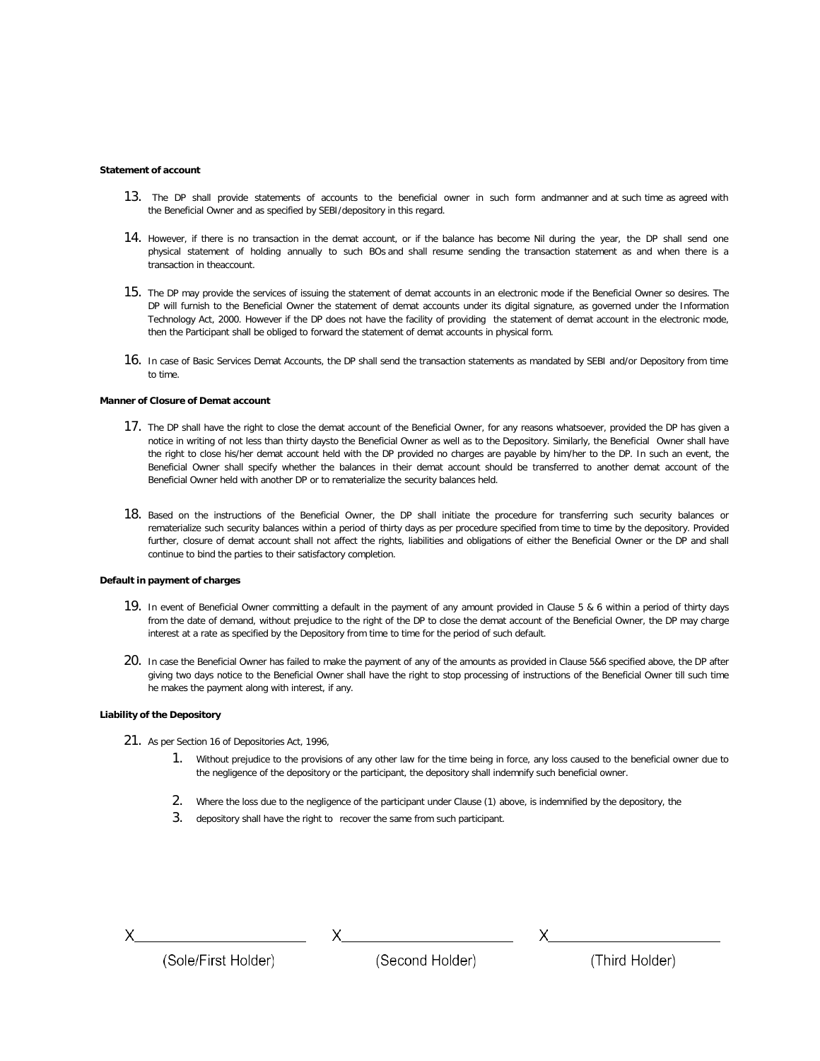**Statement of account**

13. The DP shall provide statements of accounts to the beneficial owner in such form andmanner and at such time as agreed with the Beneficial Owner and as specified by SEBI/depository in this regard.

14. However, if there is no transaction in the demat account, or if the balance has become Nil during the year, the DP shall send one physical statement of holding annually to such BOs and shall resume sending the transaction statement as and when there is a transaction in theaccount.

15. The DP may provide the services of issuing the statement of demat accounts in an electronic mode if the Beneficial Owner so desires. The DP will furnish to the Beneficial Owner the statement of demat accounts under its digital signature, as governed under the Information Technology Act, 2000. However if the DP does not have the facility of providing the statement of demat account in the electronic mode, then the Participant shall be obliged to forward the statement of demat accounts in physical form.

16. In case of Basic Services Demat Accounts, the DP shall send the transaction statements as mandated by SEBI and/or Depository from time to time.

**Manner of Closure of Demat account**

17. The DP shall have the right to close the demat account of the Beneficial Owner, for any reasons whatsoever, provided the DP has given a notice in writing of not less than thirty daysto the Beneficial Owner as well as to the Depository. Similarly, the Beneficial Owner shall have the right to close his/her demat account held with the DP provided no charges are payable by him/her to the DP. In such an event, the Beneficial Owner shall specify whether the balances in their demat account should be transferred to another demat account of the Beneficial Owner held with another DP or to rematerialize the security balances held.

18. Based on the instructions of the Beneficial Owner, the DP shall initiate the procedure for transferring such security balances or rematerialize such security balances within a period of thirty days as per procedure specified from time to time by the depository. Provided further, closure of demat account shall not affect the rights, liabilities and obligations of either the Beneficial Owner or the DP and shall continue to bind the parties to their satisfactory completion.

**Default in payment of charges**

19. In event of Beneficial Owner committing a default in the payment of any amount provided in Clause 5 & 6 within a period of thirty days from the date of demand, without prejudice to the right of the DP to close the demat account of the Beneficial Owner, the DP may charge interest at a rate as specified by the Depository from time to time for the period of such default.

20. In case the Beneficial Owner has failed to make the payment of any of the amounts as provided in Clause 5&6 specified above, the DP after giving two days notice to the Beneficial Owner shall have the right to stop processing of instructions of the Beneficial Owner till such time he makes the payment along with interest, if any.

**Liability of the Depository**

21. As per Section 16 of Depositories Act, 1996,
    1. Without prejudice to the provisions of any other law for the time being in force, any loss caused to the beneficial owner due to the negligence of the depository or the participant, the depository shall indemnify such beneficial owner.
    2. Where the loss due to the negligence of the participant under Clause (1) above, is indemnified by the depository, the
    3. depository shall have the right to recover the same from such participant.

| X\_\_\_\_\_\_\_\_\_\_\_\_\_\_\_\_\_\_\_\_ | X\_\_\_\_\_\_\_\_\_\_\_\_\_\_\_\_\_\_\_\_ | X\_\_\_\_\_\_\_\_\_\_\_\_\_\_\_\_\_\_\_\_ |
|---|---|---|
| (Sole/First Holder) | (Second Holder) | (Third Holder) |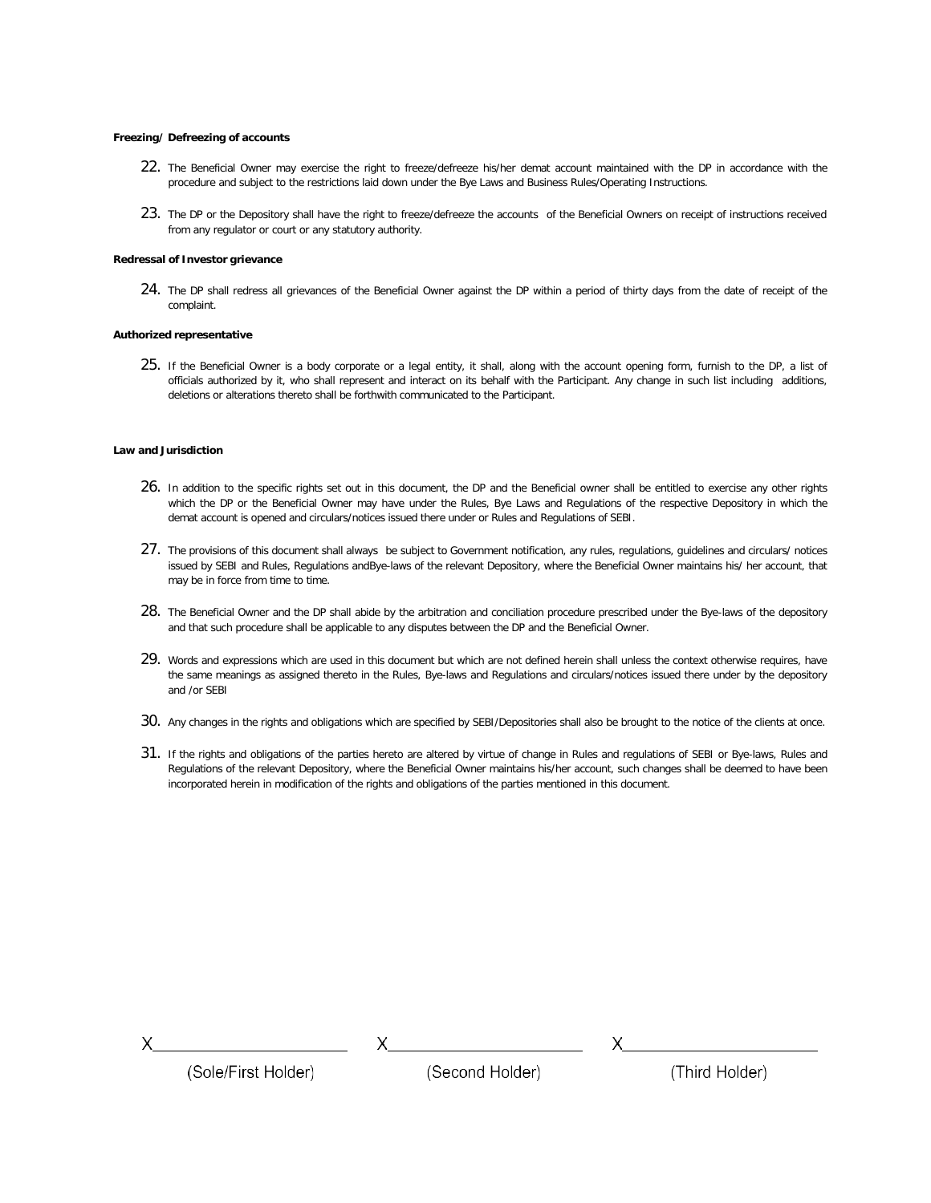**Freezing/ Defreezing of accounts**

22. The Beneficial Owner may exercise the right to freeze/defreeze his/her demat account maintained with the DP in accordance with the procedure and subject to the restrictions laid down under the Bye Laws and Business Rules/Operating Instructions.

23. The DP or the Depository shall have the right to freeze/defreeze the accounts of the Beneficial Owners on receipt of instructions received from any regulator or court or any statutory authority.

**Redressal of Investor grievance**

24. The DP shall redress all grievances of the Beneficial Owner against the DP within a period of thirty days from the date of receipt of the complaint.

**Authorized representative**

25. If the Beneficial Owner is a body corporate or a legal entity, it shall, along with the account opening form, furnish to the DP, a list of officials authorized by it, who shall represent and interact on its behalf with the Participant. Any change in such list including additions, deletions or alterations thereto shall be forthwith communicated to the Participant.

**Law and Jurisdiction**

26. In addition to the specific rights set out in this document, the DP and the Beneficial owner shall be entitled to exercise any other rights which the DP or the Beneficial Owner may have under the Rules, Bye Laws and Regulations of the respective Depository in which the demat account is opened and circulars/notices issued there under or Rules and Regulations of SEBI.

27. The provisions of this document shall always be subject to Government notification, any rules, regulations, guidelines and circulars/ notices issued by SEBI and Rules, Regulations andBye-laws of the relevant Depository, where the Beneficial Owner maintains his/ her account, that may be in force from time to time.

28. The Beneficial Owner and the DP shall abide by the arbitration and conciliation procedure prescribed under the Bye-laws of the depository and that such procedure shall be applicable to any disputes between the DP and the Beneficial Owner.

29. Words and expressions which are used in this document but which are not defined herein shall unless the context otherwise requires, have the same meanings as assigned thereto in the Rules, Bye-laws and Regulations and circulars/notices issued there under by the depository and /or SEBI

30. Any changes in the rights and obligations which are specified by SEBI/Depositories shall also be brought to the notice of the clients at once.

31. If the rights and obligations of the parties hereto are altered by virtue of change in Rules and regulations of SEBI or Bye-laws, Rules and Regulations of the relevant Depository, where the Beneficial Owner maintains his/her account, such changes shall be deemed to have been incorporated herein in modification of the rights and obligations of the parties mentioned in this document.

| X\_\_\_\_\_\_\_\_\_\_\_\_\_\_\_\_\_\_ | X\_\_\_\_\_\_\_\_\_\_\_\_\_\_\_\_\_\_ | X\_\_\_\_\_\_\_\_\_\_\_\_\_\_\_\_\_\_ |
|---|---|---|
| (Sole/First Holder) | (Second Holder) | (Third Holder) |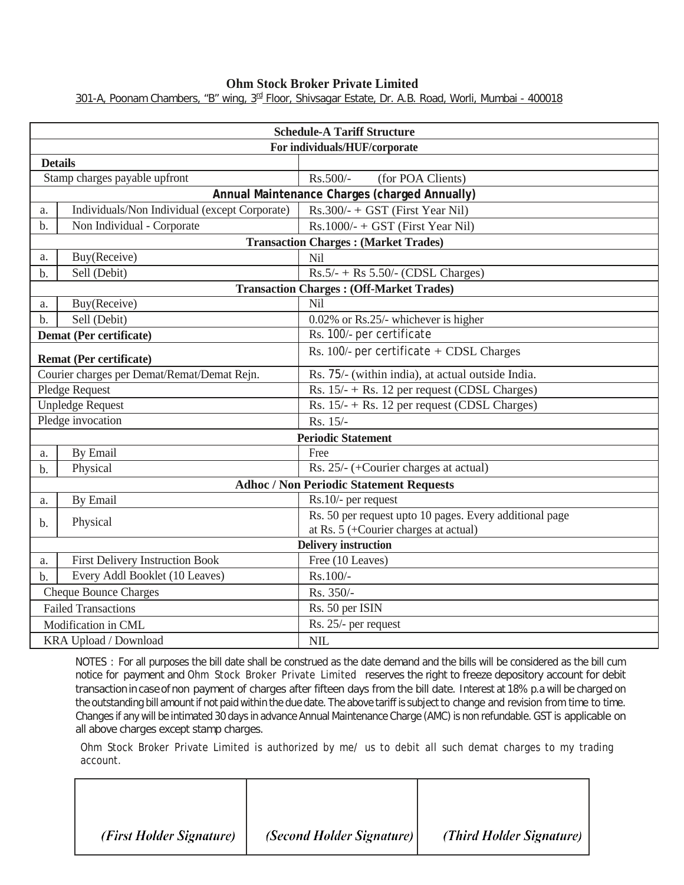**Ohm Stock Broker Private Limited**

301-A, Poonam Chambers, "B" wing, 3rd Floor, Shivsagar Estate, Dr. A.B. Road, Worli, Mumbai - 400018

| **Schedule-A Tariff Structure** | | |
|---|---|---|
| **For individuals/HUF/corporate** | | |
| **Details** | | |
| Stamp charges payable upfront | | Rs.500/- (for POA Clients) |
| **Annual Maintenance Charges (charged Annually)** | | |
| a. | Individuals/Non Individual (except Corporate) | Rs.300/- + GST (First Year Nil) |
| b. | Non Individual - Corporate | Rs.1000/- + GST (First Year Nil) |
| **Transaction Charges : (Market Trades)** | | |
| a. | Buy(Receive) | Nil |
| b. | Sell (Debit) | Rs.5/- + Rs 5.50/- (CDSL Charges) |
| **Transaction Charges : (Off-Market Trades)** | | |
| a. | Buy(Receive) | Nil |
| b. | Sell (Debit) | 0.02% or Rs.25/- whichever is higher |
| **Demat (Per certificate)** | | Rs. 100/- per certificate |
| **Remat (Per certificate)** | | Rs. 100/- per certificate + CDSL Charges |
| Courier charges per Demat/Remat/Demat Rejn. | | Rs. 75/- (within india), at actual outside India. |
| Pledge Request | | Rs. 15/- + Rs. 12 per request (CDSL Charges) |
| Unpledge Request | | Rs. 15/- + Rs. 12 per request (CDSL Charges) |
| Pledge invocation | | Rs. 15/- |
| **Periodic Statement** | | |
| a. | By Email | Free |
| b. | Physical | Rs. 25/- (+Courier charges at actual) |
| **Adhoc / Non Periodic Statement Requests** | | |
| a. | By Email | Rs.10/- per request |
| b. | Physical | Rs. 50 per request upto 10 pages. Every additional page at Rs. 5 (+Courier charges at actual) |
| **Delivery instruction** | | |
| a. | First Delivery Instruction Book | Free (10 Leaves) |
| b. | Every Addl Booklet (10 Leaves) | Rs.100/- |
| Cheque Bounce Charges | | Rs. 350/- |
| Failed Transactions | | Rs. 50 per ISIN |
| Modification in CML | | Rs. 25/- per request |
| KRA Upload / Download | | NIL |

NOTES : For all purposes the bill date shall be construed as the date demand and the bills will be considered as the bill cum notice for payment and Ohm Stock Broker Private Limited reserves the right to freeze depository account for debit transaction in case of non payment of charges after fifteen days from the bill date. Interest at 18% p.a will be charged on the outstanding bill amount if not paid within the due date. The above tariff is subject to change and revision from time to time. Changes if any will be intimated 30 days in advance Annual Maintenance Charge (AMC) is non refundable. GST is applicable on all above charges except stamp charges.

Ohm Stock Broker Private Limited is authorized by me/ us to debit all such demat charges to my trading account.

| | | |
|---|---|---|
| *(First Holder Signature)* | *(Second Holder Signature)* | *(Third Holder Signature)* |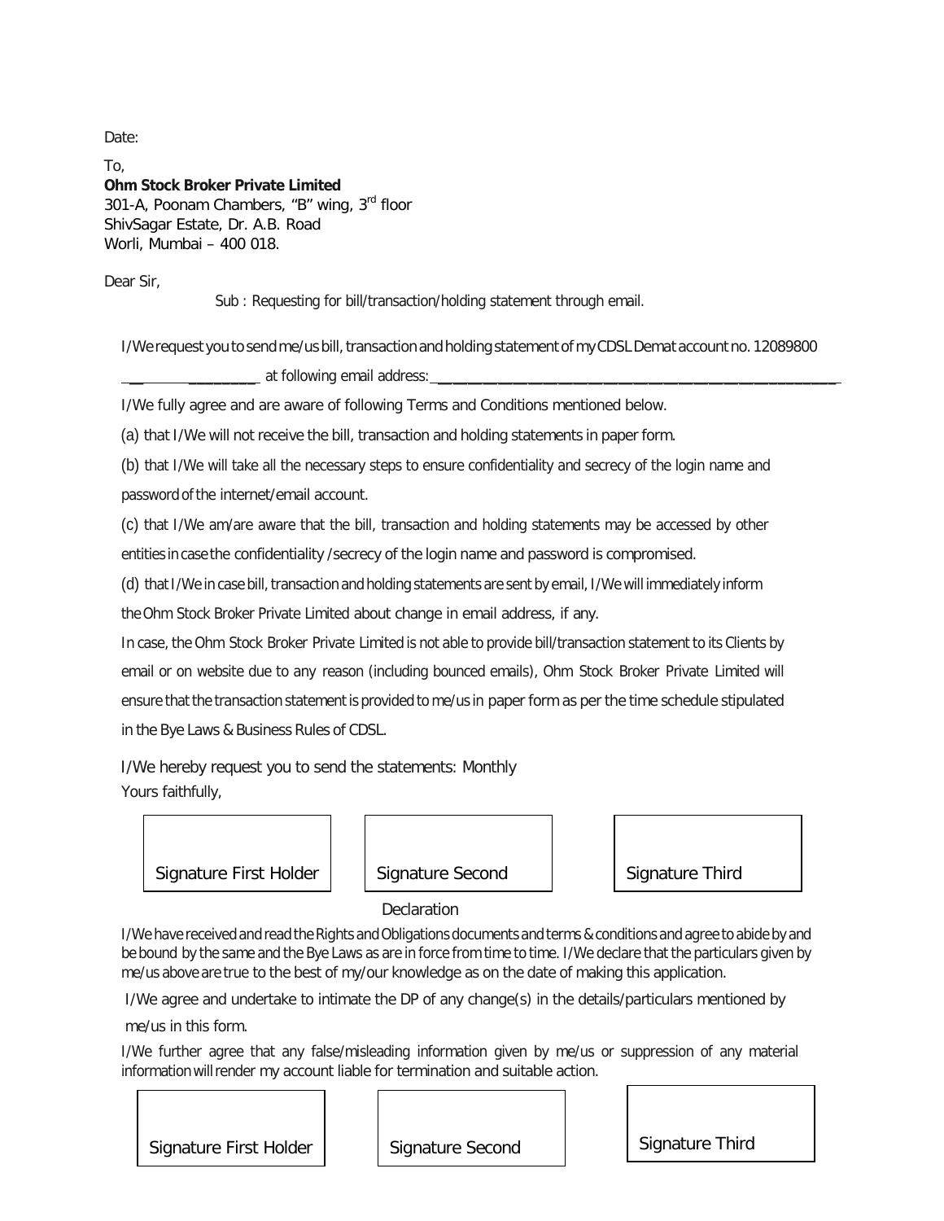Date:

To,
**Ohm Stock Broker Private Limited**
301-A, Poonam Chambers, "B" wing, 3rd floor
ShivSagar Estate, Dr. A.B. Road
Worli, Mumbai – 400 018.

Dear Sir,

Sub : Requesting for bill/transaction/holding statement through email.

I/We request you to send me/us bill, transaction and holding statement of my CDSL Demat account no. 12089800 ______________ at following email address: ________________________________________________

I/We fully agree and are aware of following Terms and Conditions mentioned below.

(a) that I/We will not receive the bill, transaction and holding statements in paper form.

(b) that I/We will take all the necessary steps to ensure confidentiality and secrecy of the login name and password of the internet/email account.

(c) that I/We am/are aware that the bill, transaction and holding statements may be accessed by other entities in case the confidentiality /secrecy of the login name and password is compromised.

(d) that I/We in case bill, transaction and holding statements are sent by email, I/We will immediately inform the Ohm Stock Broker Private Limited about change in email address, if any.

In case, the Ohm Stock Broker Private Limited is not able to provide bill/transaction statement to its Clients by email or on website due to any reason (including bounced emails), Ohm Stock Broker Private Limited will ensure that the transaction statement is provided to me/us in paper form as per the time schedule stipulated in the Bye Laws & Business Rules of CDSL.

I/We hereby request you to send the statements: Monthly

Yours faithfully,

| Signature First Holder | Signature Second | Signature Third |
|---|---|---|

Declaration

I/We have received and read the Rights and Obligations documents and terms & conditions and agree to abide by and be bound by the same and the Bye Laws as are in force from time to time. I/We declare that the particulars given by me/us above are true to the best of my/our knowledge as on the date of making this application.

I/We agree and undertake to intimate the DP of any change(s) in the details/particulars mentioned by me/us in this form.

I/We further agree that any false/misleading information given by me/us or suppression of any material information will render my account liable for termination and suitable action.

| Signature First Holder | Signature Second | Signature Third |
|---|---|---|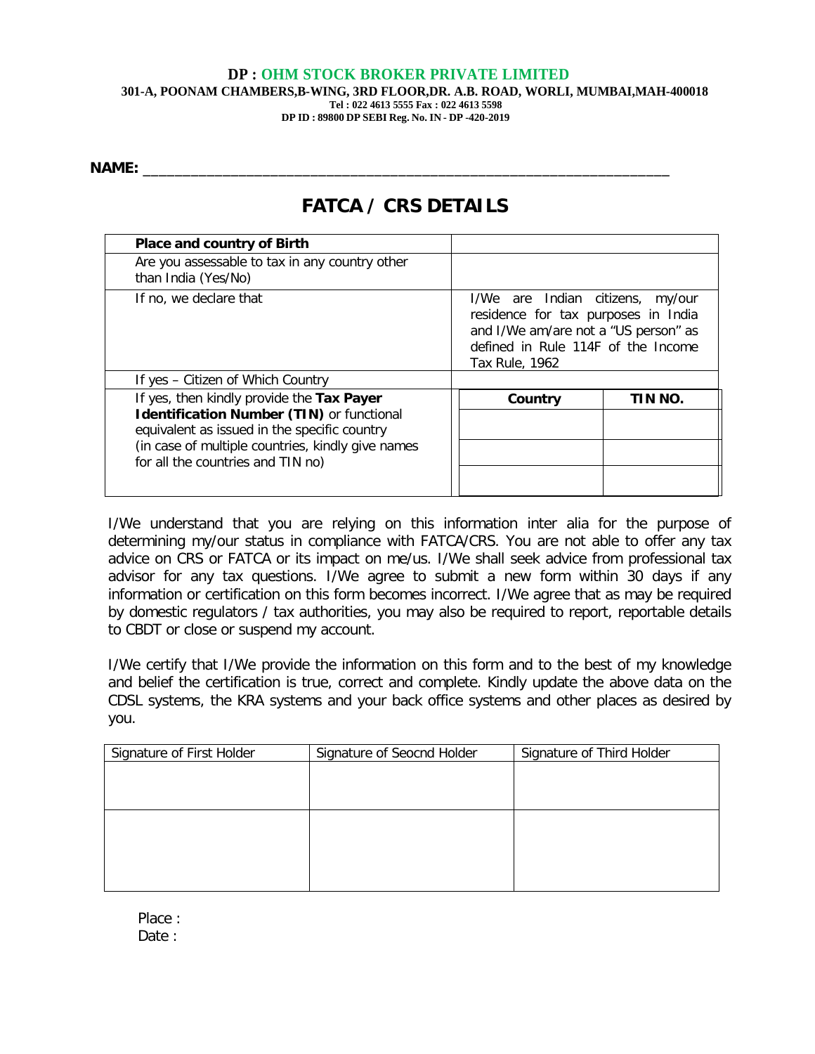**DP : OHM STOCK BROKER PRIVATE LIMITED**
**301-A, POONAM CHAMBERS,B-WING, 3RD FLOOR,DR. A.B. ROAD, WORLI, MUMBAI,MAH-400018**
**Tel : 022 4613 5555 Fax : 022 4613 5598**
**DP ID : 89800 DP SEBI Reg. No. IN - DP -420-2019**

**NAME:** ___________________________________________________________________

# FATCA / CRS DETAILS

| **Place and country of Birth** | | |
|---|---|---|
| Are you assessable to tax in any country other than India (Yes/No) | | |
| If no, we declare that | I/We are Indian citizens, my/our residence for tax purposes in India and I/We am/are not a "US person" as defined in Rule 114F of the Income Tax Rule, 1962 | |
| If yes – Citizen of Which Country | | |
| If yes, then kindly provide the **Tax Payer Identification Number (TIN)** or functional equivalent as issued in the specific country (in case of multiple countries, kindly give names for all the countries and TIN no) | **Country** | **TIN NO.** |
| | | |
| | | |
| | | |

I/We understand that you are relying on this information inter alia for the purpose of determining my/our status in compliance with FATCA/CRS. You are not able to offer any tax advice on CRS or FATCA or its impact on me/us. I/We shall seek advice from professional tax advisor for any tax questions. I/We agree to submit a new form within 30 days if any information or certification on this form becomes incorrect. I/We agree that as may be required by domestic regulators / tax authorities, you may also be required to report, reportable details to CBDT or close or suspend my account.

I/We certify that I/We provide the information on this form and to the best of my knowledge and belief the certification is true, correct and complete. Kindly update the above data on the CDSL systems, the KRA systems and your back office systems and other places as desired by you.

| Signature of First Holder | Signature of Seocnd Holder | Signature of Third Holder |
|---|---|---|
| | | |
| | | |

Place :
Date :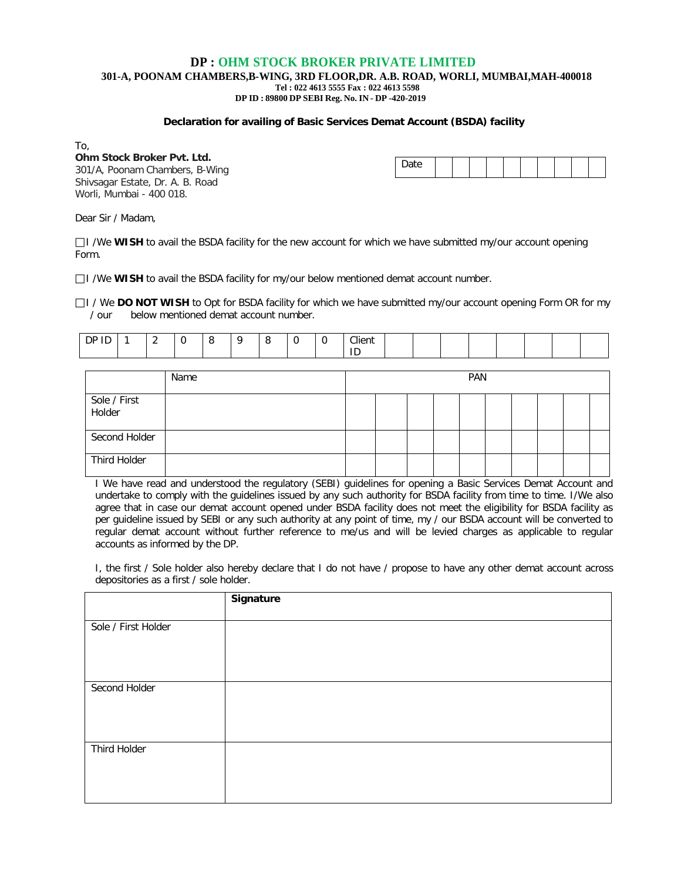# DP : OHM STOCK BROKER PRIVATE LIMITED

**301-A, POONAM CHAMBERS,B-WING, 3RD FLOOR,DR. A.B. ROAD, WORLI, MUMBAI,MAH-400018**

**Tel : 022 4613 5555 Fax : 022 4613 5598**

**DP ID : 89800 DP SEBI Reg. No. IN - DP -420-2019**

## Declaration for availing of Basic Services Demat Account (BSDA) facility

To,

**Ohm Stock Broker Pvt. Ltd.**
301/A, Poonam Chambers, B-Wing
Shivsagar Estate, Dr. A. B. Road
Worli, Mumbai - 400 018.

| Date | | | | | | | | | | |
|---|---|---|---|---|---|---|---|---|---|---|

Dear Sir / Madam,

☐ I /We **WISH** to avail the BSDA facility for the new account for which we have submitted my/our account opening Form.

☐ I /We **WISH** to avail the BSDA facility for my/our below mentioned demat account number.

☐ I / We **DO NOT WISH** to Opt for BSDA facility for which we have submitted my/our account opening Form OR for my / our below mentioned demat account number.

| DP ID | 1 | 2 | 0 | 8 | 9 | 8 | 0 | 0 | Client ID | | | | | | | | |
|---|---|---|---|---|---|---|---|---|---|---|---|---|---|---|---|---|---|

| | Name | PAN | | | | | | | | | |
|---|---|---|---|---|---|---|---|---|---|---|---|
| Sole / First Holder | | | | | | | | | | | |
| Second Holder | | | | | | | | | | | |
| Third Holder | | | | | | | | | | | |

I We have read and understood the regulatory (SEBI) guidelines for opening a Basic Services Demat Account and undertake to comply with the guidelines issued by any such authority for BSDA facility from time to time. I/We also agree that in case our demat account opened under BSDA facility does not meet the eligibility for BSDA facility as per guideline issued by SEBI or any such authority at any point of time, my / our BSDA account will be converted to regular demat account without further reference to me/us and will be levied charges as applicable to regular accounts as informed by the DP.

I, the first / Sole holder also hereby declare that I do not have / propose to have any other demat account across depositories as a first / sole holder.

| | **Signature** |
|---|---|
| Sole / First Holder | |
| Second Holder | |
| Third Holder | |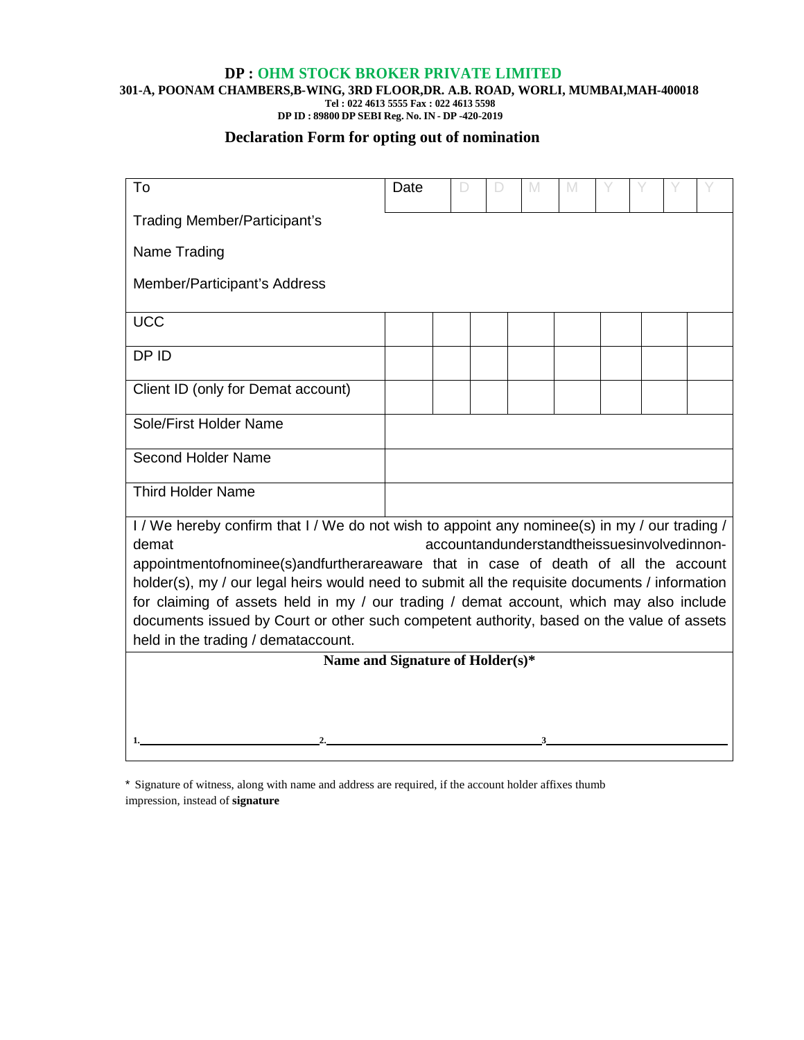**DP : OHM STOCK BROKER PRIVATE LIMITED**

**301-A, POONAM CHAMBERS,B-WING, 3RD FLOOR,DR. A.B. ROAD, WORLI, MUMBAI,MAH-400018**

**Tel : 022 4613 5555 Fax : 022 4613 5598**

**DP ID : 89800 DP SEBI Reg. No. IN - DP -420-2019**

## Declaration Form for opting out of nomination

| To | Date | D | D | M | M | Y | Y | Y | Y |
|---|---|---|---|---|---|---|---|---|---|
| Trading Member/Participant's<br>Name Trading<br>Member/Participant's Address | | | | | | | | | |
| UCC | | | | | | | | | |
| DP ID | | | | | | | | | |
| Client ID (only for Demat account) | | | | | | | | | |
| Sole/First Holder Name | | | | | | | | | |
| Second Holder Name | | | | | | | | | |
| Third Holder Name | | | | | | | | | |

I / We hereby confirm that I / We do not wish to appoint any nominee(s) in my / our trading / demat accountandunderstandtheissuesinvolvedinnon-appointmentofnominee(s)andfurtherareaware that in case of death of all the account holder(s), my / our legal heirs would need to submit all the requisite documents / information for claiming of assets held in my / our trading / demat account, which may also include documents issued by Court or other such competent authority, based on the value of assets held in the trading / demataccount.

**Name and Signature of Holder(s)***

1.______________________ 2.______________________ 3______________________

* Signature of witness, along with name and address are required, if the account holder affixes thumb impression, instead of **signature**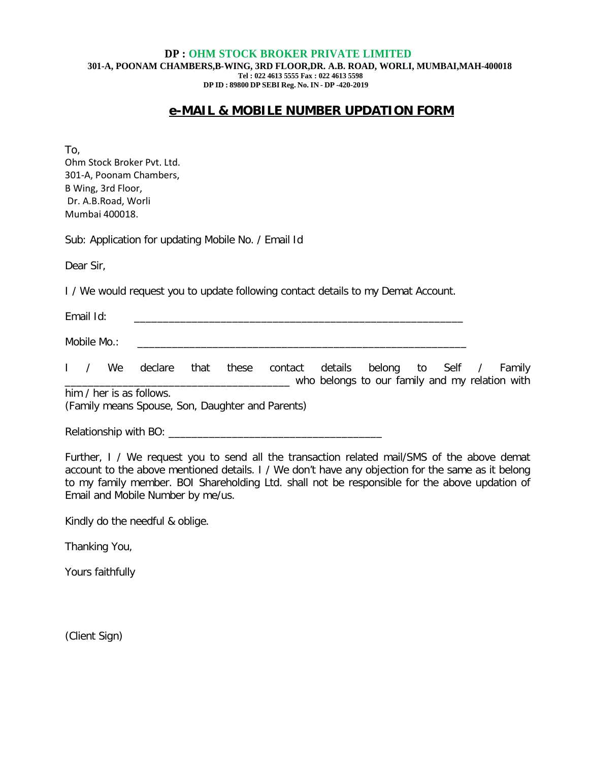**DP : OHM STOCK BROKER PRIVATE LIMITED**

**301-A, POONAM CHAMBERS,B-WING, 3RD FLOOR,DR. A.B. ROAD, WORLI, MUMBAI,MAH-400018**

**Tel : 022 4613 5555 Fax : 022 4613 5598**

**DP ID : 89800 DP SEBI Reg. No. IN - DP -420-2019**

# e-MAIL & MOBILE NUMBER UPDATION FORM

To,
Ohm Stock Broker Pvt. Ltd.
301-A, Poonam Chambers,
B Wing, 3rd Floor,
Dr. A.B.Road, Worli
Mumbai 400018.

Sub: Application for updating Mobile No. / Email Id

Dear Sir,

I / We would request you to update following contact details to my Demat Account.

Email Id: ____________________________________________________________

Mobile Mo.: ____________________________________________________________

I / We declare that these contact details belong to Self / Family ______________________________________ who belongs to our family and my relation with him / her is as follows.
(Family means Spouse, Son, Daughter and Parents)

Relationship with BO: ______________________________________

Further, I / We request you to send all the transaction related mail/SMS of the above demat account to the above mentioned details. I / We don't have any objection for the same as it belong to my family member. BOI Shareholding Ltd. shall not be responsible for the above updation of Email and Mobile Number by me/us.

Kindly do the needful & oblige.

Thanking You,

Yours faithfully

(Client Sign)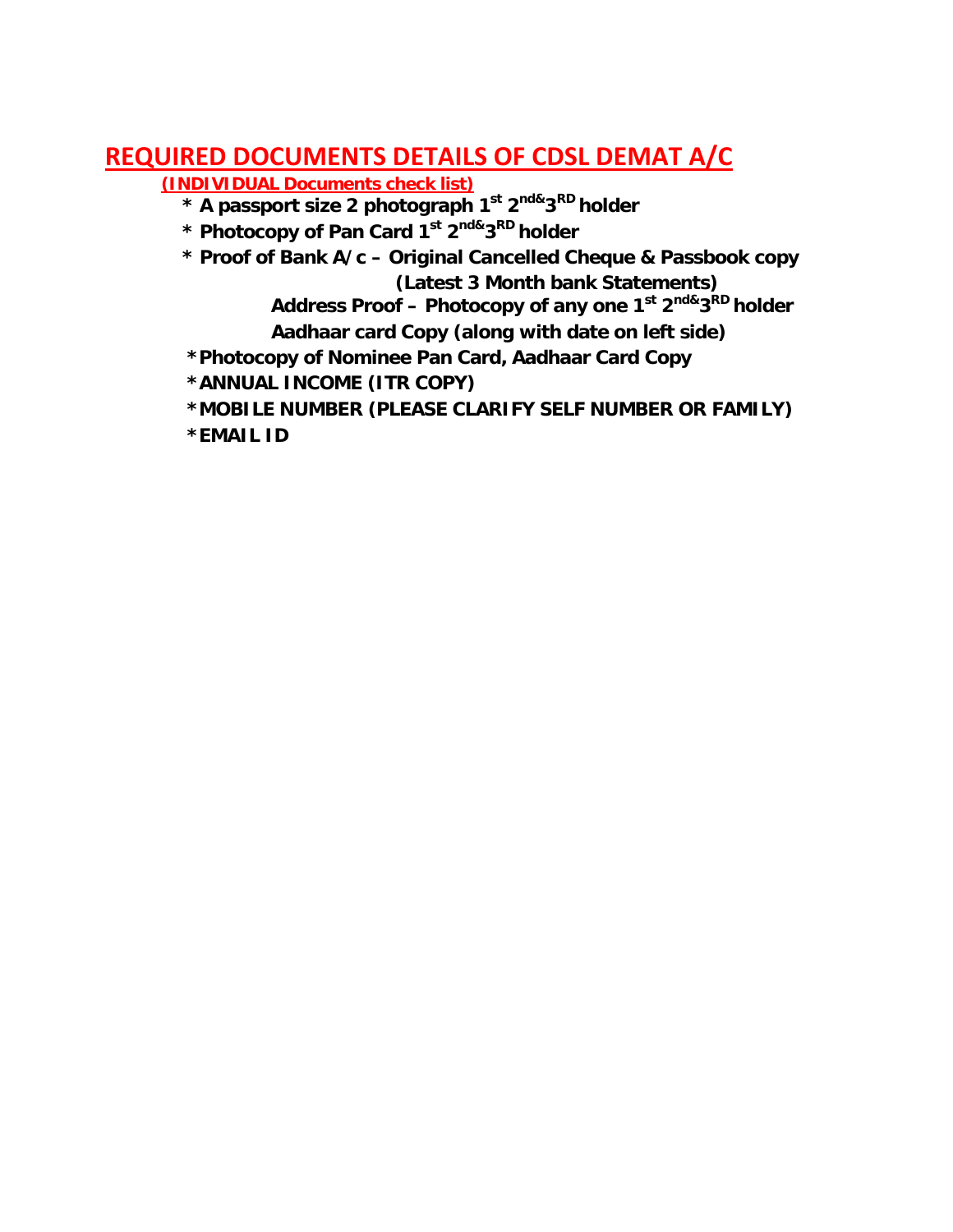## REQUIRED DOCUMENTS DETAILS OF CDSL DEMAT A/C

**(INDIVIDUAL Documents check list)**

**\* A passport size 2 photograph 1st 2nd& 3RD holder**

**\* Photocopy of Pan Card 1st 2nd& 3RD holder**

**\* Proof of Bank A/c – Original Cancelled Cheque & Passbook copy**
**(Latest 3 Month bank Statements)**

**Address Proof – Photocopy of any one 1st 2nd& 3RD holder**
**Aadhaar card Copy (along with date on left side)**

**\*Photocopy of Nominee Pan Card, Aadhaar Card Copy**

**\*ANNUAL INCOME (ITR COPY)**

**\*MOBILE NUMBER (PLEASE CLARIFY SELF NUMBER OR FAMILY)**

**\*EMAIL ID**